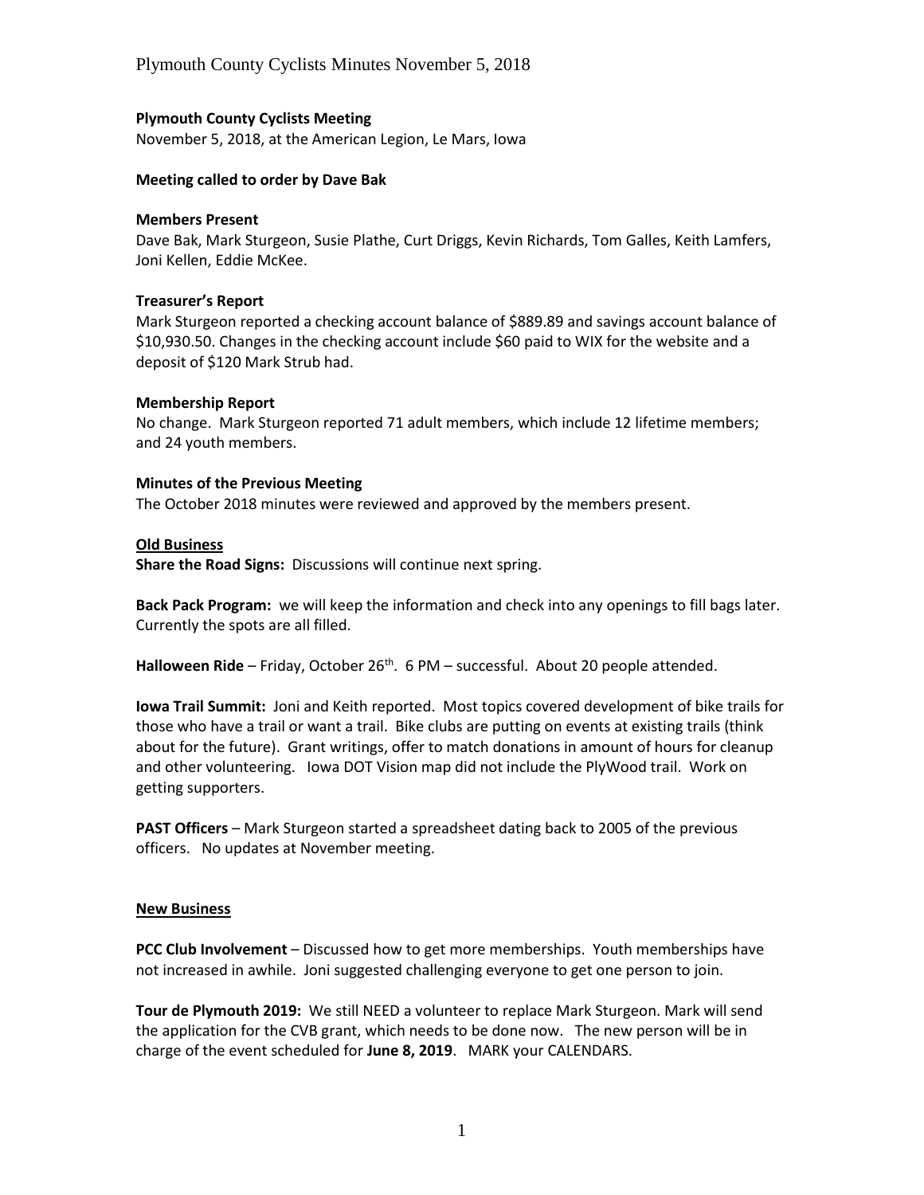**Plymouth County Cyclists Meeting**

November 5, 2018, at the American Legion, Le Mars, Iowa

**Meeting called to order by Dave Bak**

**Members Present**

Dave Bak, Mark Sturgeon, Susie Plathe, Curt Driggs, Kevin Richards, Tom Galles, Keith Lamfers, Joni Kellen, Eddie McKee.

**Treasurer's Report**

Mark Sturgeon reported a checking account balance of $889.89 and savings account balance of $10,930.50. Changes in the checking account include $60 paid to WIX for the website and a deposit of $120 Mark Strub had.

**Membership Report**

No change. Mark Sturgeon reported 71 adult members, which include 12 lifetime members; and 24 youth members.

**Minutes of the Previous Meeting**

The October 2018 minutes were reviewed and approved by the members present.

**Old Business**

**Share the Road Signs:** Discussions will continue next spring.

**Back Pack Program:** we will keep the information and check into any openings to fill bags later. Currently the spots are all filled.

**Halloween Ride** – Friday, October 26th. 6 PM – successful. About 20 people attended.

**Iowa Trail Summit:** Joni and Keith reported. Most topics covered development of bike trails for those who have a trail or want a trail. Bike clubs are putting on events at existing trails (think about for the future). Grant writings, offer to match donations in amount of hours for cleanup and other volunteering. Iowa DOT Vision map did not include the PlyWood trail. Work on getting supporters.

**PAST Officers** – Mark Sturgeon started a spreadsheet dating back to 2005 of the previous officers. No updates at November meeting.

**New Business**

**PCC Club Involvement** – Discussed how to get more memberships. Youth memberships have not increased in awhile. Joni suggested challenging everyone to get one person to join.

**Tour de Plymouth 2019:** We still NEED a volunteer to replace Mark Sturgeon. Mark will send the application for the CVB grant, which needs to be done now. The new person will be in charge of the event scheduled for **June 8, 2019**. MARK your CALENDARS.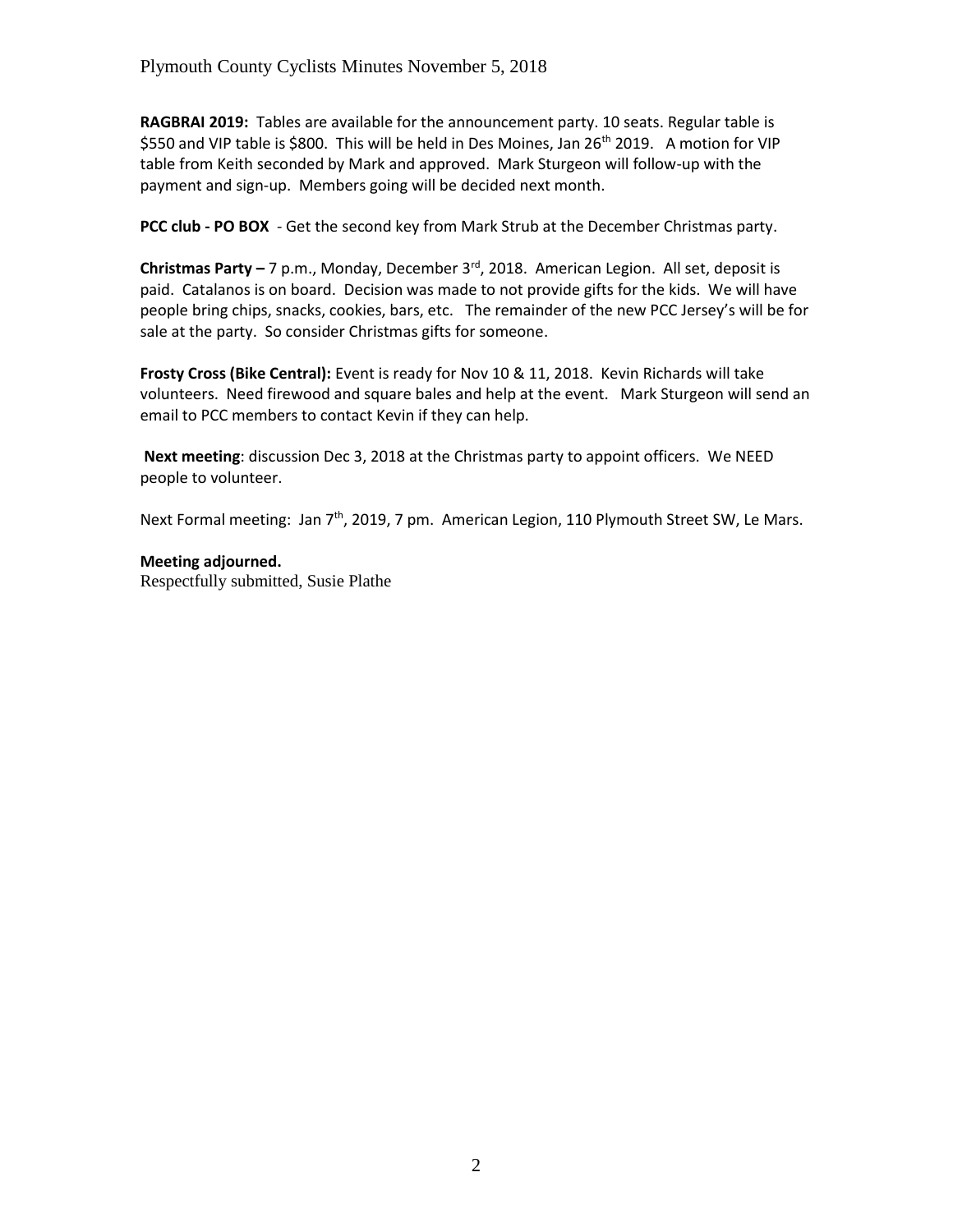**RAGBRAI 2019:** Tables are available for the announcement party. 10 seats. Regular table is $550 and VIP table is $800. This will be held in Des Moines, Jan 26th 2019. A motion for VIP table from Keith seconded by Mark and approved. Mark Sturgeon will follow-up with the payment and sign-up. Members going will be decided next month.

**PCC club - PO BOX** - Get the second key from Mark Strub at the December Christmas party.

**Christmas Party –** 7 p.m., Monday, December 3rd, 2018. American Legion. All set, deposit is paid. Catalanos is on board. Decision was made to not provide gifts for the kids. We will have people bring chips, snacks, cookies, bars, etc. The remainder of the new PCC Jersey's will be for sale at the party. So consider Christmas gifts for someone.

**Frosty Cross (Bike Central):** Event is ready for Nov 10 & 11, 2018. Kevin Richards will take volunteers. Need firewood and square bales and help at the event. Mark Sturgeon will send an email to PCC members to contact Kevin if they can help.

**Next meeting**: discussion Dec 3, 2018 at the Christmas party to appoint officers. We NEED people to volunteer.

Next Formal meeting: Jan 7th, 2019, 7 pm. American Legion, 110 Plymouth Street SW, Le Mars.

**Meeting adjourned.**

Respectfully submitted, Susie Plathe